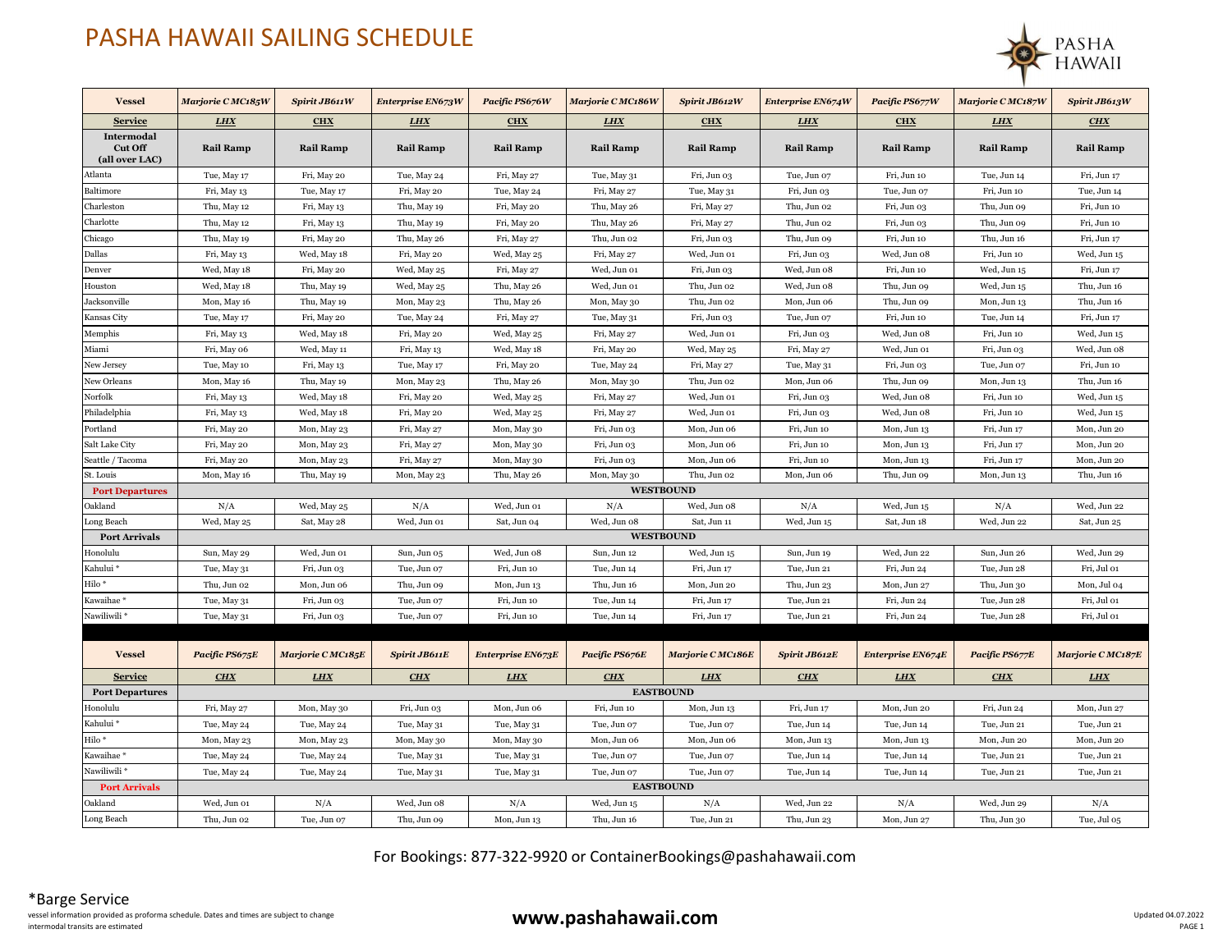# PASHA HAWAII SAILING SCHEDULE

| Vessel | *Marjorie C MC185W* | *Spirit JB611W* | *Enterprise EN673W* | *Pacific PS676W* | *Marjorie C MC186W* | *Spirit JB612W* | *Enterprise EN674W* | *Pacific PS677W* | *Marjorie C MC187W* | *Spirit JB613W* |
|---|---|---|---|---|---|---|---|---|---|---|
| **Service** | ***LHX*** | **CHX** | ***LHX*** | **CHX** | ***LHX*** | **CHX** | ***LHX*** | **CHX** | ***LHX*** | ***CHX*** |
| **Intermodal Cut Off (all over LAC)** | **Rail Ramp** | **Rail Ramp** | **Rail Ramp** | **Rail Ramp** | **Rail Ramp** | **Rail Ramp** | **Rail Ramp** | **Rail Ramp** | **Rail Ramp** | **Rail Ramp** |
| Atlanta | Tue, May 17 | Fri, May 20 | Tue, May 24 | Fri, May 27 | Tue, May 31 | Fri, Jun 03 | Tue, Jun 07 | Fri, Jun 10 | Tue, Jun 14 | Fri, Jun 17 |
| Baltimore | Fri, May 13 | Tue, May 17 | Fri, May 20 | Tue, May 24 | Fri, May 27 | Tue, May 31 | Fri, Jun 03 | Tue, Jun 07 | Fri, Jun 10 | Tue, Jun 14 |
| Charleston | Thu, May 12 | Fri, May 13 | Thu, May 19 | Fri, May 20 | Thu, May 26 | Fri, May 27 | Thu, Jun 02 | Fri, Jun 03 | Thu, Jun 09 | Fri, Jun 10 |
| Charlotte | Thu, May 12 | Fri, May 13 | Thu, May 19 | Fri, May 20 | Thu, May 26 | Fri, May 27 | Thu, Jun 02 | Fri, Jun 03 | Thu, Jun 09 | Fri, Jun 10 |
| Chicago | Thu, May 19 | Fri, May 20 | Thu, May 26 | Fri, May 27 | Thu, Jun 02 | Fri, Jun 03 | Thu, Jun 09 | Fri, Jun 10 | Thu, Jun 16 | Fri, Jun 17 |
| Dallas | Fri, May 13 | Wed, May 18 | Fri, May 20 | Wed, May 25 | Fri, May 27 | Wed, Jun 01 | Fri, Jun 03 | Wed, Jun 08 | Fri, Jun 10 | Wed, Jun 15 |
| Denver | Wed, May 18 | Fri, May 20 | Wed, May 25 | Fri, May 27 | Wed, Jun 01 | Fri, Jun 03 | Wed, Jun 08 | Fri, Jun 10 | Wed, Jun 15 | Fri, Jun 17 |
| Houston | Wed, May 18 | Thu, May 19 | Wed, May 25 | Thu, May 26 | Wed, Jun 01 | Thu, Jun 02 | Wed, Jun 08 | Thu, Jun 09 | Wed, Jun 15 | Thu, Jun 16 |
| Jacksonville | Mon, May 16 | Thu, May 19 | Mon, May 23 | Thu, May 26 | Mon, May 30 | Thu, Jun 02 | Mon, Jun 06 | Thu, Jun 09 | Mon, Jun 13 | Thu, Jun 16 |
| Kansas City | Tue, May 17 | Fri, May 20 | Tue, May 24 | Fri, May 27 | Tue, May 31 | Fri, Jun 03 | Tue, Jun 07 | Fri, Jun 10 | Tue, Jun 14 | Fri, Jun 17 |
| Memphis | Fri, May 13 | Wed, May 18 | Fri, May 20 | Wed, May 25 | Fri, May 27 | Wed, Jun 01 | Fri, Jun 03 | Wed, Jun 08 | Fri, Jun 10 | Wed, Jun 15 |
| Miami | Fri, May 06 | Wed, May 11 | Fri, May 13 | Wed, May 18 | Fri, May 20 | Wed, May 25 | Fri, May 27 | Wed, Jun 01 | Fri, Jun 03 | Wed, Jun 08 |
| New Jersey | Tue, May 10 | Fri, May 13 | Tue, May 17 | Fri, May 20 | Tue, May 24 | Fri, May 27 | Tue, May 31 | Fri, Jun 03 | Tue, Jun 07 | Fri, Jun 10 |
| New Orleans | Mon, May 16 | Thu, May 19 | Mon, May 23 | Thu, May 26 | Mon, May 30 | Thu, Jun 02 | Mon, Jun 06 | Thu, Jun 09 | Mon, Jun 13 | Thu, Jun 16 |
| Norfolk | Fri, May 13 | Wed, May 18 | Fri, May 20 | Wed, May 25 | Fri, May 27 | Wed, Jun 01 | Fri, Jun 03 | Wed, Jun 08 | Fri, Jun 10 | Wed, Jun 15 |
| Philadelphia | Fri, May 13 | Wed, May 18 | Fri, May 20 | Wed, May 25 | Fri, May 27 | Wed, Jun 01 | Fri, Jun 03 | Wed, Jun 08 | Fri, Jun 10 | Wed, Jun 15 |
| Portland | Fri, May 20 | Mon, May 23 | Fri, May 27 | Mon, May 30 | Fri, Jun 03 | Mon, Jun 06 | Fri, Jun 10 | Mon, Jun 13 | Fri, Jun 17 | Mon, Jun 20 |
| Salt Lake City | Fri, May 20 | Mon, May 23 | Fri, May 27 | Mon, May 30 | Fri, Jun 03 | Mon, Jun 06 | Fri, Jun 10 | Mon, Jun 13 | Fri, Jun 17 | Mon, Jun 20 |
| Seattle / Tacoma | Fri, May 20 | Mon, May 23 | Fri, May 27 | Mon, May 30 | Fri, Jun 03 | Mon, Jun 06 | Fri, Jun 10 | Mon, Jun 13 | Fri, Jun 17 | Mon, Jun 20 |
| St. Louis | Mon, May 16 | Thu, May 19 | Mon, May 23 | Thu, May 26 | Mon, May 30 | Thu, Jun 02 | Mon, Jun 06 | Thu, Jun 09 | Mon, Jun 13 | Thu, Jun 16 |
| **Port Departures** | **WESTBOUND** | | | | | | | | | |
| Oakland | N/A | Wed, May 25 | N/A | Wed, Jun 01 | N/A | Wed, Jun 08 | N/A | Wed, Jun 15 | N/A | Wed, Jun 22 |
| Long Beach | Wed, May 25 | Sat, May 28 | Wed, Jun 01 | Sat, Jun 04 | Wed, Jun 08 | Sat, Jun 11 | Wed, Jun 15 | Sat, Jun 18 | Wed, Jun 22 | Sat, Jun 25 |
| **Port Arrivals** | **WESTBOUND** | | | | | | | | | |
| Honolulu | Sun, May 29 | Wed, Jun 01 | Sun, Jun 05 | Wed, Jun 08 | Sun, Jun 12 | Wed, Jun 15 | Sun, Jun 19 | Wed, Jun 22 | Sun, Jun 26 | Wed, Jun 29 |
| Kahului * | Tue, May 31 | Fri, Jun 03 | Tue, Jun 07 | Fri, Jun 10 | Tue, Jun 14 | Fri, Jun 17 | Tue, Jun 21 | Fri, Jun 24 | Tue, Jun 28 | Fri, Jul 01 |
| Hilo * | Thu, Jun 02 | Mon, Jun 06 | Thu, Jun 09 | Mon, Jun 13 | Thu, Jun 16 | Mon, Jun 20 | Thu, Jun 23 | Mon, Jun 27 | Thu, Jun 30 | Mon, Jul 04 |
| Kawaihae * | Tue, May 31 | Fri, Jun 03 | Tue, Jun 07 | Fri, Jun 10 | Tue, Jun 14 | Fri, Jun 17 | Tue, Jun 21 | Fri, Jun 24 | Tue, Jun 28 | Fri, Jul 01 |
| Nawiliwili * | Tue, May 31 | Fri, Jun 03 | Tue, Jun 07 | Fri, Jun 10 | Tue, Jun 14 | Fri, Jun 17 | Tue, Jun 21 | Fri, Jun 24 | Tue, Jun 28 | Fri, Jul 01 |

| Vessel | *Pacific PS675E* | *Marjorie C MC185E* | *Spirit JB611E* | *Enterprise EN673E* | *Pacific PS676E* | *Marjorie C MC186E* | *Spirit JB612E* | *Enterprise EN674E* | *Pacific PS677E* | *Marjorie C MC187E* |
|---|---|---|---|---|---|---|---|---|---|---|
| **Service** | ***CHX*** | ***LHX*** | ***CHX*** | ***LHX*** | ***CHX*** | ***LHX*** | ***CHX*** | ***LHX*** | ***CHX*** | ***LHX*** |
| **Port Departures** | **EASTBOUND** | | | | | | | | | |
| Honolulu | Fri, May 27 | Mon, May 30 | Fri, Jun 03 | Mon, Jun 06 | Fri, Jun 10 | Mon, Jun 13 | Fri, Jun 17 | Mon, Jun 20 | Fri, Jun 24 | Mon, Jun 27 |
| Kahului * | Tue, May 24 | Tue, May 24 | Tue, May 31 | Tue, May 31 | Tue, Jun 07 | Tue, Jun 07 | Tue, Jun 14 | Tue, Jun 14 | Tue, Jun 21 | Tue, Jun 21 |
| Hilo * | Mon, May 23 | Mon, May 23 | Mon, May 30 | Mon, May 30 | Mon, Jun 06 | Mon, Jun 06 | Mon, Jun 13 | Mon, Jun 13 | Mon, Jun 20 | Mon, Jun 20 |
| Kawaihae * | Tue, May 24 | Tue, May 24 | Tue, May 31 | Tue, May 31 | Tue, Jun 07 | Tue, Jun 07 | Tue, Jun 14 | Tue, Jun 14 | Tue, Jun 21 | Tue, Jun 21 |
| Nawiliwili * | Tue, May 24 | Tue, May 24 | Tue, May 31 | Tue, May 31 | Tue, Jun 07 | Tue, Jun 07 | Tue, Jun 14 | Tue, Jun 14 | Tue, Jun 21 | Tue, Jun 21 |
| **Port Arrivals** | **EASTBOUND** | | | | | | | | | |
| Oakland | Wed, Jun 01 | N/A | Wed, Jun 08 | N/A | Wed, Jun 15 | N/A | Wed, Jun 22 | N/A | Wed, Jun 29 | N/A |
| Long Beach | Thu, Jun 02 | Tue, Jun 07 | Thu, Jun 09 | Mon, Jun 13 | Thu, Jun 16 | Tue, Jun 21 | Thu, Jun 23 | Mon, Jun 27 | Thu, Jun 30 | Tue, Jul 05 |

For Bookings: 877-322-9920 or ContainerBookings@pashahawaii.com

*Barge Service

vessel information provided as proforma schedule. Dates and times are subject to change
intermodal transits are estimated

**www.pashahawaii.com**

Updated 04.07.2022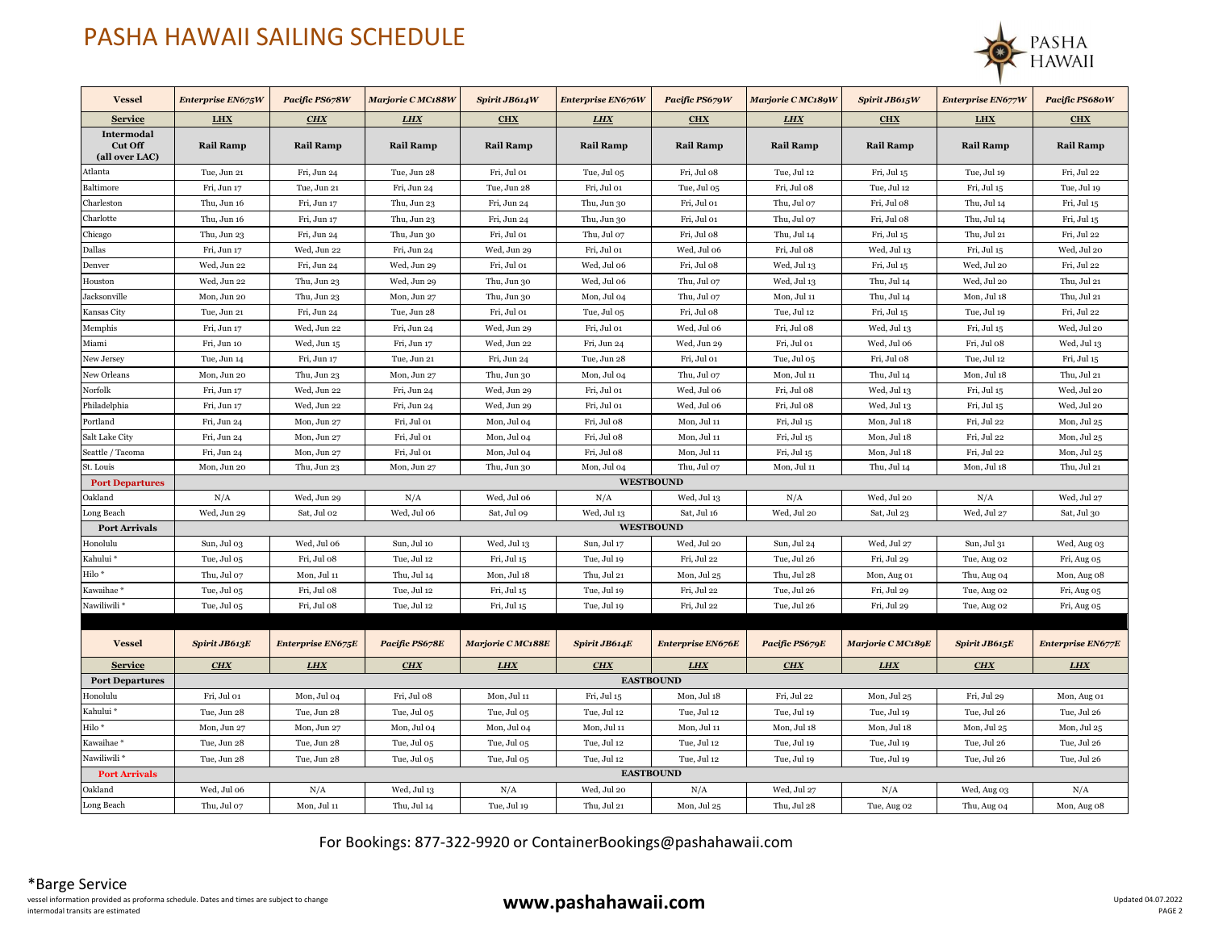# PASHA HAWAII SAILING SCHEDULE

| Vessel | *Enterprise EN675W* | *Pacific PS678W* | *Marjorie C MC188W* | *Spirit JB614W* | *Enterprise EN676W* | *Pacific PS679W* | *Marjorie C MC189W* | *Spirit JB615W* | *Enterprise EN677W* | *Pacific PS680W* |
|---|---|---|---|---|---|---|---|---|---|---|
| **Service** | **LHX** | ***CHX*** | ***LHX*** | **CHX** | ***LHX*** | **CHX** | ***LHX*** | **CHX** | **LHX** | **CHX** |
| **Intermodal Cut Off (all over LAC)** | **Rail Ramp** | **Rail Ramp** | **Rail Ramp** | **Rail Ramp** | **Rail Ramp** | **Rail Ramp** | **Rail Ramp** | **Rail Ramp** | **Rail Ramp** | **Rail Ramp** |
| Atlanta | Tue, Jun 21 | Fri, Jun 24 | Tue, Jun 28 | Fri, Jul 01 | Tue, Jul 05 | Fri, Jul 08 | Tue, Jul 12 | Fri, Jul 15 | Tue, Jul 19 | Fri, Jul 22 |
| Baltimore | Fri, Jun 17 | Tue, Jun 21 | Fri, Jun 24 | Tue, Jun 28 | Fri, Jul 01 | Tue, Jul 05 | Fri, Jul 08 | Tue, Jul 12 | Fri, Jul 15 | Tue, Jul 19 |
| Charleston | Thu, Jun 16 | Fri, Jun 17 | Thu, Jun 23 | Fri, Jun 24 | Thu, Jun 30 | Fri, Jul 01 | Thu, Jul 07 | Fri, Jul 08 | Thu, Jul 14 | Fri, Jul 15 |
| Charlotte | Thu, Jun 16 | Fri, Jun 17 | Thu, Jun 23 | Fri, Jun 24 | Thu, Jun 30 | Fri, Jul 01 | Thu, Jul 07 | Fri, Jul 08 | Thu, Jul 14 | Fri, Jul 15 |
| Chicago | Thu, Jun 23 | Fri, Jun 24 | Thu, Jun 30 | Fri, Jul 01 | Thu, Jul 07 | Fri, Jul 08 | Thu, Jul 14 | Fri, Jul 15 | Thu, Jul 21 | Fri, Jul 22 |
| Dallas | Fri, Jun 17 | Wed, Jun 22 | Fri, Jun 24 | Wed, Jun 29 | Fri, Jul 01 | Wed, Jul 06 | Fri, Jul 08 | Wed, Jul 13 | Fri, Jul 15 | Wed, Jul 20 |
| Denver | Wed, Jun 22 | Fri, Jun 24 | Wed, Jun 29 | Fri, Jul 01 | Wed, Jul 06 | Fri, Jul 08 | Wed, Jul 13 | Fri, Jul 15 | Wed, Jul 20 | Fri, Jul 22 |
| Houston | Wed, Jun 22 | Thu, Jun 23 | Wed, Jun 29 | Thu, Jun 30 | Wed, Jul 06 | Thu, Jul 07 | Wed, Jul 13 | Thu, Jul 14 | Wed, Jul 20 | Thu, Jul 21 |
| Jacksonville | Mon, Jun 20 | Thu, Jun 23 | Mon, Jun 27 | Thu, Jun 30 | Mon, Jul 04 | Thu, Jul 07 | Mon, Jul 11 | Thu, Jul 14 | Mon, Jul 18 | Thu, Jul 21 |
| Kansas City | Tue, Jun 21 | Fri, Jun 24 | Tue, Jun 28 | Fri, Jul 01 | Tue, Jul 05 | Fri, Jul 08 | Tue, Jul 12 | Fri, Jul 15 | Tue, Jul 19 | Fri, Jul 22 |
| Memphis | Fri, Jun 17 | Wed, Jun 22 | Fri, Jun 24 | Wed, Jun 29 | Fri, Jul 01 | Wed, Jul 06 | Fri, Jul 08 | Wed, Jul 13 | Fri, Jul 15 | Wed, Jul 20 |
| Miami | Fri, Jun 10 | Wed, Jun 15 | Fri, Jun 17 | Wed, Jun 22 | Fri, Jun 24 | Wed, Jun 29 | Fri, Jul 01 | Wed, Jul 06 | Fri, Jul 08 | Wed, Jul 13 |
| New Jersey | Tue, Jun 14 | Fri, Jun 17 | Tue, Jun 21 | Fri, Jun 24 | Tue, Jun 28 | Fri, Jul 01 | Tue, Jul 05 | Fri, Jul 08 | Tue, Jul 12 | Fri, Jul 15 |
| New Orleans | Mon, Jun 20 | Thu, Jun 23 | Mon, Jun 27 | Thu, Jun 30 | Mon, Jul 04 | Thu, Jul 07 | Mon, Jul 11 | Thu, Jul 14 | Mon, Jul 18 | Thu, Jul 21 |
| Norfolk | Fri, Jun 17 | Wed, Jun 22 | Fri, Jun 24 | Wed, Jun 29 | Fri, Jul 01 | Wed, Jul 06 | Fri, Jul 08 | Wed, Jul 13 | Fri, Jul 15 | Wed, Jul 20 |
| Philadelphia | Fri, Jun 17 | Wed, Jun 22 | Fri, Jun 24 | Wed, Jun 29 | Fri, Jul 01 | Wed, Jul 06 | Fri, Jul 08 | Wed, Jul 13 | Fri, Jul 15 | Wed, Jul 20 |
| Portland | Fri, Jun 24 | Mon, Jun 27 | Fri, Jul 01 | Mon, Jul 04 | Fri, Jul 08 | Mon, Jul 11 | Fri, Jul 15 | Mon, Jul 18 | Fri, Jul 22 | Mon, Jul 25 |
| Salt Lake City | Fri, Jun 24 | Mon, Jun 27 | Fri, Jul 01 | Mon, Jul 04 | Fri, Jul 08 | Mon, Jul 11 | Fri, Jul 15 | Mon, Jul 18 | Fri, Jul 22 | Mon, Jul 25 |
| Seattle / Tacoma | Fri, Jun 24 | Mon, Jun 27 | Fri, Jul 01 | Mon, Jul 04 | Fri, Jul 08 | Mon, Jul 11 | Fri, Jul 15 | Mon, Jul 18 | Fri, Jul 22 | Mon, Jul 25 |
| St. Louis | Mon, Jun 20 | Thu, Jun 23 | Mon, Jun 27 | Thu, Jun 30 | Mon, Jul 04 | Thu, Jul 07 | Mon, Jul 11 | Thu, Jul 14 | Mon, Jul 18 | Thu, Jul 21 |
| **Port Departures** | **WESTBOUND** | | | | | | | | | |
| Oakland | N/A | Wed, Jun 29 | N/A | Wed, Jul 06 | N/A | Wed, Jul 13 | N/A | Wed, Jul 20 | N/A | Wed, Jul 27 |
| Long Beach | Wed, Jun 29 | Sat, Jul 02 | Wed, Jul 06 | Sat, Jul 09 | Wed, Jul 13 | Sat, Jul 16 | Wed, Jul 20 | Sat, Jul 23 | Wed, Jul 27 | Sat, Jul 30 |
| **Port Arrivals** | **WESTBOUND** | | | | | | | | | |
| Honolulu | Sun, Jul 03 | Wed, Jul 06 | Sun, Jul 10 | Wed, Jul 13 | Sun, Jul 17 | Wed, Jul 20 | Sun, Jul 24 | Wed, Jul 27 | Sun, Jul 31 | Wed, Aug 03 |
| Kahului * | Tue, Jul 05 | Fri, Jul 08 | Tue, Jul 12 | Fri, Jul 15 | Tue, Jul 19 | Fri, Jul 22 | Tue, Jul 26 | Fri, Jul 29 | Tue, Aug 02 | Fri, Aug 05 |
| Hilo * | Thu, Jul 07 | Mon, Jul 11 | Thu, Jul 14 | Mon, Jul 18 | Thu, Jul 21 | Mon, Jul 25 | Thu, Jul 28 | Mon, Aug 01 | Thu, Aug 04 | Mon, Aug 08 |
| Kawaihae * | Tue, Jul 05 | Fri, Jul 08 | Tue, Jul 12 | Fri, Jul 15 | Tue, Jul 19 | Fri, Jul 22 | Tue, Jul 26 | Fri, Jul 29 | Tue, Aug 02 | Fri, Aug 05 |
| Nawiliwili * | Tue, Jul 05 | Fri, Jul 08 | Tue, Jul 12 | Fri, Jul 15 | Tue, Jul 19 | Fri, Jul 22 | Tue, Jul 26 | Fri, Jul 29 | Tue, Aug 02 | Fri, Aug 05 |

| Vessel | *Spirit JB613E* | *Enterprise EN675E* | *Pacific PS678E* | *Marjorie C MC188E* | *Spirit JB614E* | *Enterprise EN676E* | *Pacific PS679E* | *Marjorie C MC189E* | *Spirit JB615E* | *Enterprise EN677E* |
|---|---|---|---|---|---|---|---|---|---|---|
| **Service** | ***CHX*** | ***LHX*** | ***CHX*** | ***LHX*** | ***CHX*** | ***LHX*** | ***CHX*** | ***LHX*** | ***CHX*** | ***LHX*** |
| **Port Departures** | **EASTBOUND** | | | | | | | | | |
| Honolulu | Fri, Jul 01 | Mon, Jul 04 | Fri, Jul 08 | Mon, Jul 11 | Fri, Jul 15 | Mon, Jul 18 | Fri, Jul 22 | Mon, Jul 25 | Fri, Jul 29 | Mon, Aug 01 |
| Kahului * | Tue, Jun 28 | Tue, Jun 28 | Tue, Jul 05 | Tue, Jul 05 | Tue, Jul 12 | Tue, Jul 12 | Tue, Jul 19 | Tue, Jul 19 | Tue, Jul 26 | Tue, Jul 26 |
| Hilo * | Mon, Jun 27 | Mon, Jun 27 | Mon, Jul 04 | Mon, Jul 04 | Mon, Jul 11 | Mon, Jul 11 | Mon, Jul 18 | Mon, Jul 18 | Mon, Jul 25 | Mon, Jul 25 |
| Kawaihae * | Tue, Jun 28 | Tue, Jun 28 | Tue, Jul 05 | Tue, Jul 05 | Tue, Jul 12 | Tue, Jul 12 | Tue, Jul 19 | Tue, Jul 19 | Tue, Jul 26 | Tue, Jul 26 |
| Nawiliwili * | Tue, Jun 28 | Tue, Jun 28 | Tue, Jul 05 | Tue, Jul 05 | Tue, Jul 12 | Tue, Jul 12 | Tue, Jul 19 | Tue, Jul 19 | Tue, Jul 26 | Tue, Jul 26 |
| **Port Arrivals** | **EASTBOUND** | | | | | | | | | |
| Oakland | Wed, Jul 06 | N/A | Wed, Jul 13 | N/A | Wed, Jul 20 | N/A | Wed, Jul 27 | N/A | Wed, Aug 03 | N/A |
| Long Beach | Thu, Jul 07 | Mon, Jul 11 | Thu, Jul 14 | Tue, Jul 19 | Thu, Jul 21 | Mon, Jul 25 | Thu, Jul 28 | Tue, Aug 02 | Thu, Aug 04 | Mon, Aug 08 |

For Bookings: 877-322-9920 or ContainerBookings@pashahawaii.com

*Barge Service

vessel information provided as proforma schedule. Dates and times are subject to change
intermodal transits are estimated

**www.pashahawaii.com**

Updated 04.07.2022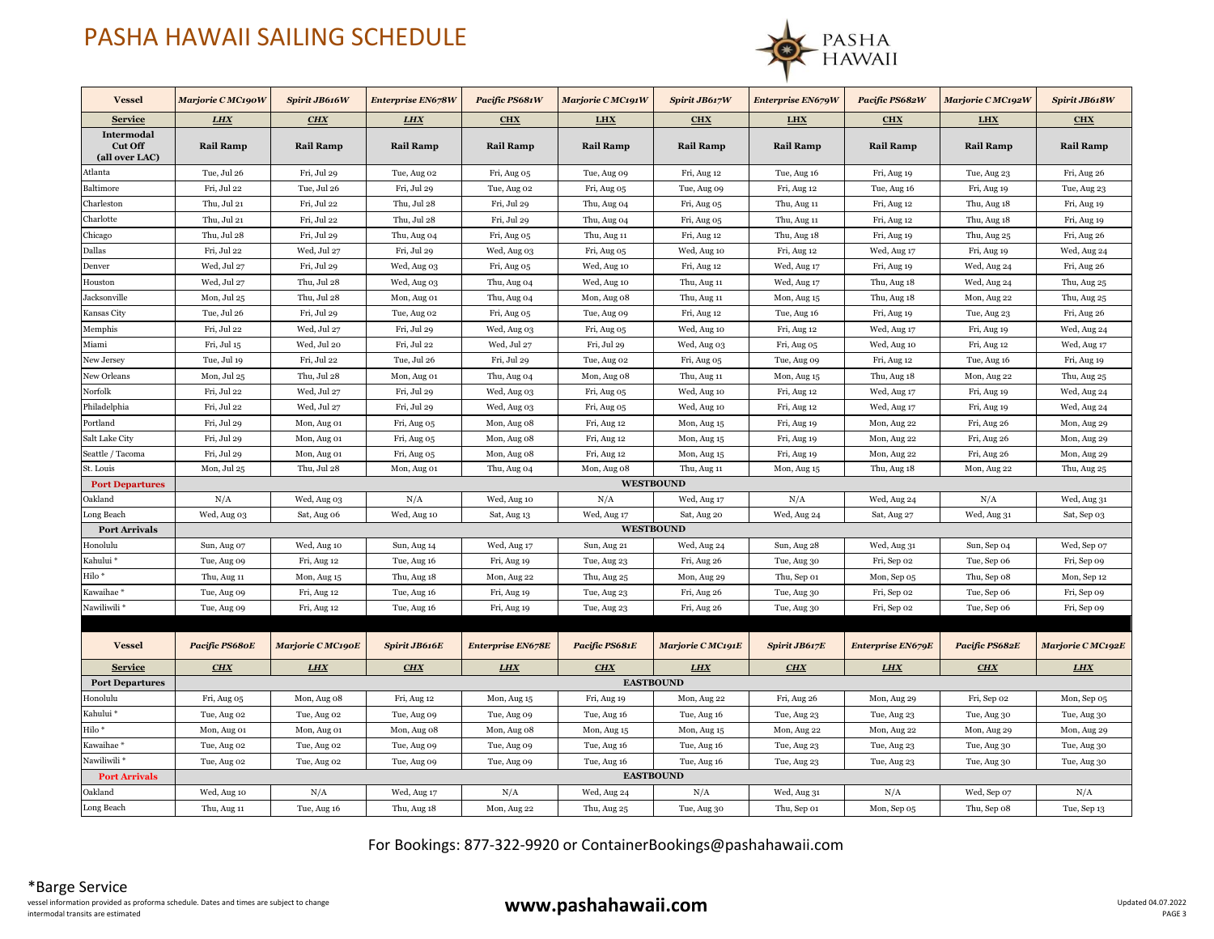# PASHA HAWAII SAILING SCHEDULE

| Vessel | Marjorie C MC190W | Spirit JB616W | Enterprise EN678W | Pacific PS681W | Marjorie C MC191W | Spirit JB617W | Enterprise EN679W | Pacific PS682W | Marjorie C MC192W | Spirit JB618W |
|---|---|---|---|---|---|---|---|---|---|---|
| **Service** | LHX | CHX | LHX | CHX | LHX | CHX | LHX | CHX | LHX | CHX |
| **Intermodal Cut Off (all over LAC)** | Rail Ramp | Rail Ramp | Rail Ramp | Rail Ramp | Rail Ramp | Rail Ramp | Rail Ramp | Rail Ramp | Rail Ramp | Rail Ramp |
| Atlanta | Tue, Jul 26 | Fri, Jul 29 | Tue, Aug 02 | Fri, Aug 05 | Tue, Aug 09 | Fri, Aug 12 | Tue, Aug 16 | Fri, Aug 19 | Tue, Aug 23 | Fri, Aug 26 |
| Baltimore | Fri, Jul 22 | Tue, Jul 26 | Fri, Jul 29 | Tue, Aug 02 | Fri, Aug 05 | Tue, Aug 09 | Fri, Aug 12 | Tue, Aug 16 | Fri, Aug 19 | Tue, Aug 23 |
| Charleston | Thu, Jul 21 | Fri, Jul 22 | Thu, Jul 28 | Fri, Jul 29 | Thu, Aug 04 | Fri, Aug 05 | Thu, Aug 11 | Fri, Aug 12 | Thu, Aug 18 | Fri, Aug 19 |
| Charlotte | Thu, Jul 21 | Fri, Jul 22 | Thu, Jul 28 | Fri, Jul 29 | Thu, Aug 04 | Fri, Aug 05 | Thu, Aug 11 | Fri, Aug 12 | Thu, Aug 18 | Fri, Aug 19 |
| Chicago | Thu, Jul 28 | Fri, Jul 29 | Thu, Aug 04 | Fri, Aug 05 | Thu, Aug 11 | Fri, Aug 12 | Thu, Aug 18 | Fri, Aug 19 | Thu, Aug 25 | Fri, Aug 26 |
| Dallas | Fri, Jul 22 | Wed, Jul 27 | Fri, Jul 29 | Wed, Aug 03 | Fri, Aug 05 | Wed, Aug 10 | Fri, Aug 12 | Wed, Aug 17 | Fri, Aug 19 | Wed, Aug 24 |
| Denver | Wed, Jul 27 | Fri, Jul 29 | Wed, Aug 03 | Fri, Aug 05 | Wed, Aug 10 | Fri, Aug 12 | Wed, Aug 17 | Fri, Aug 19 | Wed, Aug 24 | Fri, Aug 26 |
| Houston | Wed, Jul 27 | Thu, Jul 28 | Wed, Aug 03 | Thu, Aug 04 | Wed, Aug 10 | Thu, Aug 11 | Wed, Aug 17 | Thu, Aug 18 | Wed, Aug 24 | Thu, Aug 25 |
| Jacksonville | Mon, Jul 25 | Thu, Jul 28 | Mon, Aug 01 | Thu, Aug 04 | Mon, Aug 08 | Thu, Aug 11 | Mon, Aug 15 | Thu, Aug 18 | Mon, Aug 22 | Thu, Aug 25 |
| Kansas City | Tue, Jul 26 | Fri, Jul 29 | Tue, Aug 02 | Fri, Aug 05 | Tue, Aug 09 | Fri, Aug 12 | Tue, Aug 16 | Fri, Aug 19 | Tue, Aug 23 | Fri, Aug 26 |
| Memphis | Fri, Jul 22 | Wed, Jul 27 | Fri, Jul 29 | Wed, Aug 03 | Fri, Aug 05 | Wed, Aug 10 | Fri, Aug 12 | Wed, Aug 17 | Fri, Aug 19 | Wed, Aug 24 |
| Miami | Fri, Jul 15 | Wed, Jul 20 | Fri, Jul 22 | Wed, Jul 27 | Fri, Jul 29 | Wed, Aug 03 | Fri, Aug 05 | Wed, Aug 10 | Fri, Aug 12 | Wed, Aug 17 |
| New Jersey | Tue, Jul 19 | Fri, Jul 22 | Tue, Jul 26 | Fri, Jul 29 | Tue, Aug 02 | Fri, Aug 05 | Tue, Aug 09 | Fri, Aug 12 | Tue, Aug 16 | Fri, Aug 19 |
| New Orleans | Mon, Jul 25 | Thu, Jul 28 | Mon, Aug 01 | Thu, Aug 04 | Mon, Aug 08 | Thu, Aug 11 | Mon, Aug 15 | Thu, Aug 18 | Mon, Aug 22 | Thu, Aug 25 |
| Norfolk | Fri, Jul 22 | Wed, Jul 27 | Fri, Jul 29 | Wed, Aug 03 | Fri, Aug 05 | Wed, Aug 10 | Fri, Aug 12 | Wed, Aug 17 | Fri, Aug 19 | Wed, Aug 24 |
| Philadelphia | Fri, Jul 22 | Wed, Jul 27 | Fri, Jul 29 | Wed, Aug 03 | Fri, Aug 05 | Wed, Aug 10 | Fri, Aug 12 | Wed, Aug 17 | Fri, Aug 19 | Wed, Aug 24 |
| Portland | Fri, Jul 29 | Mon, Aug 01 | Fri, Aug 05 | Mon, Aug 08 | Fri, Aug 12 | Mon, Aug 15 | Fri, Aug 19 | Mon, Aug 22 | Fri, Aug 26 | Mon, Aug 29 |
| Salt Lake City | Fri, Jul 29 | Mon, Aug 01 | Fri, Aug 05 | Mon, Aug 08 | Fri, Aug 12 | Mon, Aug 15 | Fri, Aug 19 | Mon, Aug 22 | Fri, Aug 26 | Mon, Aug 29 |
| Seattle / Tacoma | Fri, Jul 29 | Mon, Aug 01 | Fri, Aug 05 | Mon, Aug 08 | Fri, Aug 12 | Mon, Aug 15 | Fri, Aug 19 | Mon, Aug 22 | Fri, Aug 26 | Mon, Aug 29 |
| St. Louis | Mon, Jul 25 | Thu, Jul 28 | Mon, Aug 01 | Thu, Aug 04 | Mon, Aug 08 | Thu, Aug 11 | Mon, Aug 15 | Thu, Aug 18 | Mon, Aug 22 | Thu, Aug 25 |
| **Port Departures** | | | | | WESTBOUND | | | | | |
| Oakland | N/A | Wed, Aug 03 | N/A | Wed, Aug 10 | N/A | Wed, Aug 17 | N/A | Wed, Aug 24 | N/A | Wed, Aug 31 |
| Long Beach | Wed, Aug 03 | Sat, Aug 06 | Wed, Aug 10 | Sat, Aug 13 | Wed, Aug 17 | Sat, Aug 20 | Wed, Aug 24 | Sat, Aug 27 | Wed, Aug 31 | Sat, Sep 03 |
| **Port Arrivals** | | | | | WESTBOUND | | | | | |
| Honolulu | Sun, Aug 07 | Wed, Aug 10 | Sun, Aug 14 | Wed, Aug 17 | Sun, Aug 21 | Wed, Aug 24 | Sun, Aug 28 | Wed, Aug 31 | Sun, Sep 04 | Wed, Sep 07 |
| Kahului * | Tue, Aug 09 | Fri, Aug 12 | Tue, Aug 16 | Fri, Aug 19 | Tue, Aug 23 | Fri, Aug 26 | Tue, Aug 30 | Fri, Sep 02 | Tue, Sep 06 | Fri, Sep 09 |
| Hilo * | Thu, Aug 11 | Mon, Aug 15 | Thu, Aug 18 | Mon, Aug 22 | Thu, Aug 25 | Mon, Aug 29 | Thu, Sep 01 | Mon, Sep 05 | Thu, Sep 08 | Mon, Sep 12 |
| Kawaihae * | Tue, Aug 09 | Fri, Aug 12 | Tue, Aug 16 | Fri, Aug 19 | Tue, Aug 23 | Fri, Aug 26 | Tue, Aug 30 | Fri, Sep 02 | Tue, Sep 06 | Fri, Sep 09 |
| Nawiliwili * | Tue, Aug 09 | Fri, Aug 12 | Tue, Aug 16 | Fri, Aug 19 | Tue, Aug 23 | Fri, Aug 26 | Tue, Aug 30 | Fri, Sep 02 | Tue, Sep 06 | Fri, Sep 09 |

| Vessel | Pacific PS680E | Marjorie C MC190E | Spirit JB616E | Enterprise EN678E | Pacific PS681E | Marjorie C MC191E | Spirit JB617E | Enterprise EN679E | Pacific PS682E | Marjorie C MC192E |
|---|---|---|---|---|---|---|---|---|---|---|
| **Service** | CHX | LHX | CHX | LHX | CHX | LHX | CHX | LHX | CHX | LHX |
| **Port Departures** | | | | | EASTBOUND | | | | | |
| Honolulu | Fri, Aug 05 | Mon, Aug 08 | Fri, Aug 12 | Mon, Aug 15 | Fri, Aug 19 | Mon, Aug 22 | Fri, Aug 26 | Mon, Aug 29 | Fri, Sep 02 | Mon, Sep 05 |
| Kahului * | Tue, Aug 02 | Tue, Aug 02 | Tue, Aug 09 | Tue, Aug 09 | Tue, Aug 16 | Tue, Aug 16 | Tue, Aug 23 | Tue, Aug 23 | Tue, Aug 30 | Tue, Aug 30 |
| Hilo * | Mon, Aug 01 | Mon, Aug 01 | Mon, Aug 08 | Mon, Aug 08 | Mon, Aug 15 | Mon, Aug 15 | Mon, Aug 22 | Mon, Aug 22 | Mon, Aug 29 | Mon, Aug 29 |
| Kawaihae * | Tue, Aug 02 | Tue, Aug 02 | Tue, Aug 09 | Tue, Aug 09 | Tue, Aug 16 | Tue, Aug 16 | Tue, Aug 23 | Tue, Aug 23 | Tue, Aug 30 | Tue, Aug 30 |
| Nawiliwili * | Tue, Aug 02 | Tue, Aug 02 | Tue, Aug 09 | Tue, Aug 09 | Tue, Aug 16 | Tue, Aug 16 | Tue, Aug 23 | Tue, Aug 23 | Tue, Aug 30 | Tue, Aug 30 |
| **Port Arrivals** | | | | | EASTBOUND | | | | | |
| Oakland | Wed, Aug 10 | N/A | Wed, Aug 17 | N/A | Wed, Aug 24 | N/A | Wed, Aug 31 | N/A | Wed, Sep 07 | N/A |
| Long Beach | Thu, Aug 11 | Tue, Aug 16 | Thu, Aug 18 | Mon, Aug 22 | Thu, Aug 25 | Tue, Aug 30 | Thu, Sep 01 | Mon, Sep 05 | Thu, Sep 08 | Tue, Sep 13 |

For Bookings: 877-322-9920 or ContainerBookings@pashahawaii.com

*Barge Service

vessel information provided as proforma schedule. Dates and times are subject to change

intermodal transits are estimated

**www.pashahawaii.com**

Updated 04.07.2022